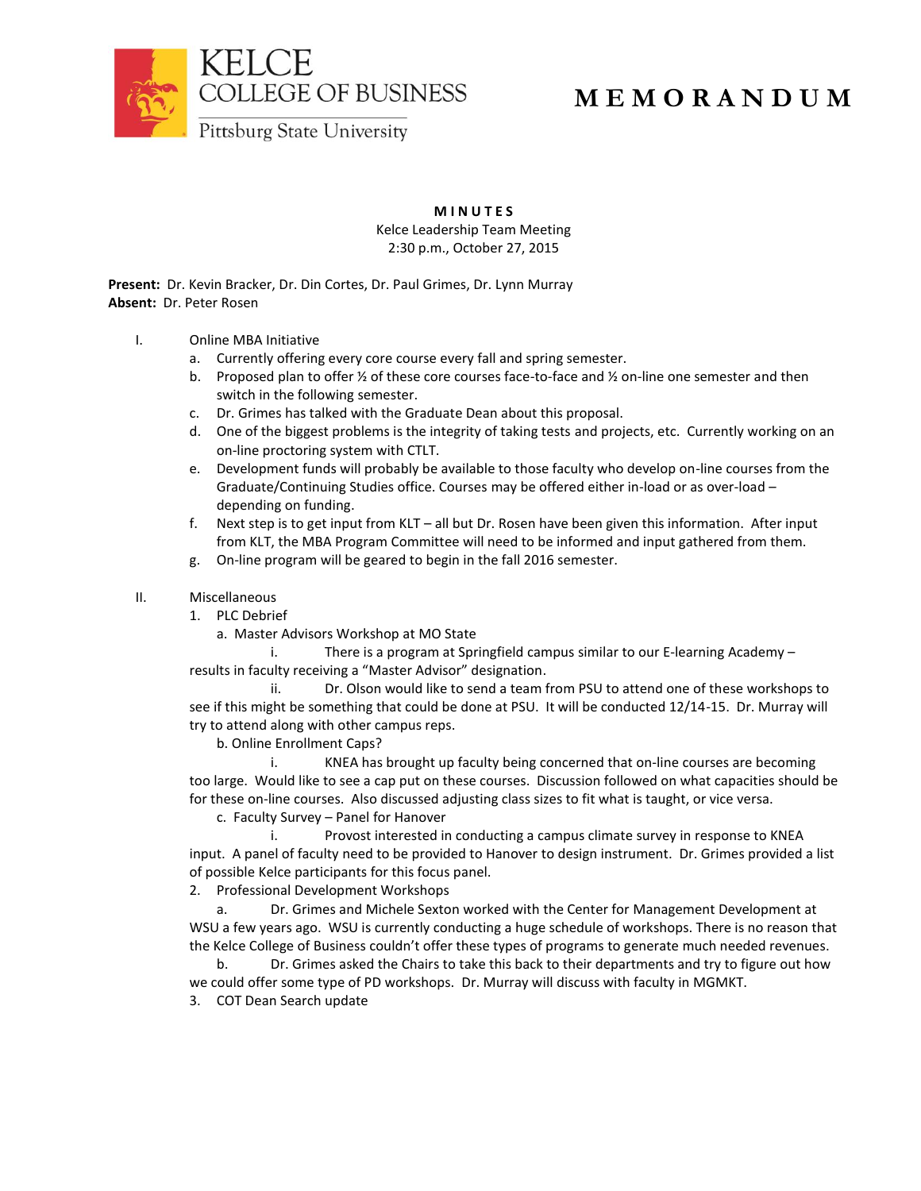KELCE
COLLEGE OF BUSINESS
Pittsburg State University

# MEMORANDUM

**MINUTES**
Kelce Leadership Team Meeting
2:30 p.m., October 27, 2015

**Present:** Dr. Kevin Bracker, Dr. Din Cortes, Dr. Paul Grimes, Dr. Lynn Murray
**Absent:** Dr. Peter Rosen

I. Online MBA Initiative
   a. Currently offering every core course every fall and spring semester.
   b. Proposed plan to offer ½ of these core courses face-to-face and ½ on-line one semester and then switch in the following semester.
   c. Dr. Grimes has talked with the Graduate Dean about this proposal.
   d. One of the biggest problems is the integrity of taking tests and projects, etc. Currently working on an on-line proctoring system with CTLT.
   e. Development funds will probably be available to those faculty who develop on-line courses from the Graduate/Continuing Studies office. Courses may be offered either in-load or as over-load – depending on funding.
   f. Next step is to get input from KLT – all but Dr. Rosen have been given this information. After input from KLT, the MBA Program Committee will need to be informed and input gathered from them.
   g. On-line program will be geared to begin in the fall 2016 semester.

II. Miscellaneous
   1. PLC Debrief
      a. Master Advisors Workshop at MO State
         i. There is a program at Springfield campus similar to our E-learning Academy – results in faculty receiving a "Master Advisor" designation.
         ii. Dr. Olson would like to send a team from PSU to attend one of these workshops to see if this might be something that could be done at PSU. It will be conducted 12/14-15. Dr. Murray will try to attend along with other campus reps.
      b. Online Enrollment Caps?
         i. KNEA has brought up faculty being concerned that on-line courses are becoming too large. Would like to see a cap put on these courses. Discussion followed on what capacities should be for these on-line courses. Also discussed adjusting class sizes to fit what is taught, or vice versa.
      c. Faculty Survey – Panel for Hanover
         i. Provost interested in conducting a campus climate survey in response to KNEA input. A panel of faculty need to be provided to Hanover to design instrument. Dr. Grimes provided a list of possible Kelce participants for this focus panel.
   2. Professional Development Workshops
      a. Dr. Grimes and Michele Sexton worked with the Center for Management Development at WSU a few years ago. WSU is currently conducting a huge schedule of workshops. There is no reason that the Kelce College of Business couldn't offer these types of programs to generate much needed revenues.
      b. Dr. Grimes asked the Chairs to take this back to their departments and try to figure out how we could offer some type of PD workshops. Dr. Murray will discuss with faculty in MGMKT.
   3. COT Dean Search update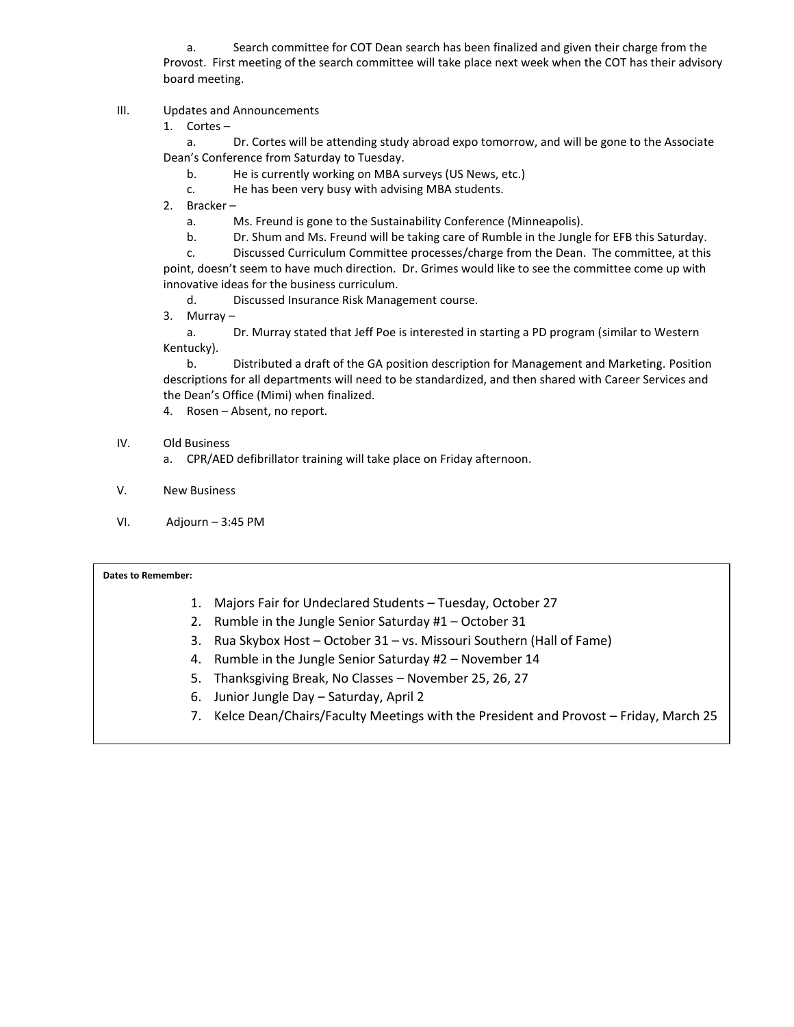a. Search committee for COT Dean search has been finalized and given their charge from the Provost. First meeting of the search committee will take place next week when the COT has their advisory board meeting.

III. Updates and Announcements

1. Cortes –
   a. Dr. Cortes will be attending study abroad expo tomorrow, and will be gone to the Associate Dean's Conference from Saturday to Tuesday.
   b. He is currently working on MBA surveys (US News, etc.)
   c. He has been very busy with advising MBA students.
2. Bracker –
   a. Ms. Freund is gone to the Sustainability Conference (Minneapolis).
   b. Dr. Shum and Ms. Freund will be taking care of Rumble in the Jungle for EFB this Saturday.
   c. Discussed Curriculum Committee processes/charge from the Dean. The committee, at this point, doesn't seem to have much direction. Dr. Grimes would like to see the committee come up with innovative ideas for the business curriculum.
   d. Discussed Insurance Risk Management course.
3. Murray –
   a. Dr. Murray stated that Jeff Poe is interested in starting a PD program (similar to Western Kentucky).
   b. Distributed a draft of the GA position description for Management and Marketing. Position descriptions for all departments will need to be standardized, and then shared with Career Services and the Dean's Office (Mimi) when finalized.
4. Rosen – Absent, no report.

IV. Old Business

a. CPR/AED defibrillator training will take place on Friday afternoon.

V. New Business

VI. Adjourn – 3:45 PM

**Dates to Remember:**

1. Majors Fair for Undeclared Students – Tuesday, October 27
2. Rumble in the Jungle Senior Saturday #1 – October 31
3. Rua Skybox Host – October 31 – vs. Missouri Southern (Hall of Fame)
4. Rumble in the Jungle Senior Saturday #2 – November 14
5. Thanksgiving Break, No Classes – November 25, 26, 27
6. Junior Jungle Day – Saturday, April 2
7. Kelce Dean/Chairs/Faculty Meetings with the President and Provost – Friday, March 25